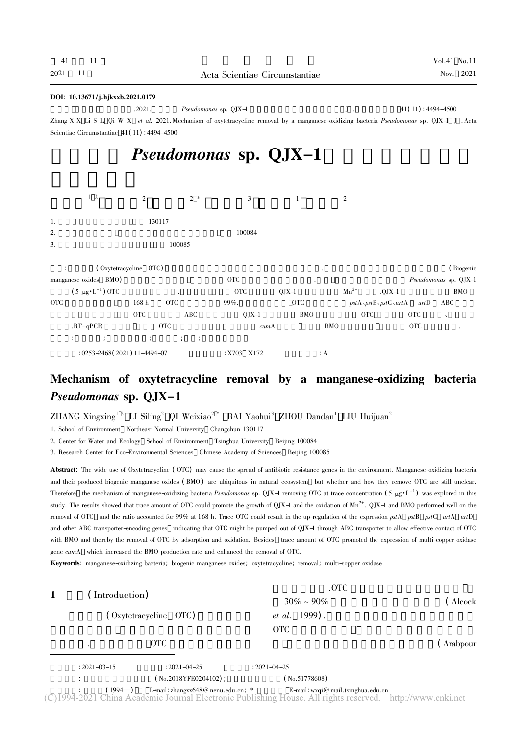DOI: 10.13671/j.hjkxxb.2021.0179

.2021. *Pseudomonas* sp. QJX-1 [J]. 41(11):4494-4500

Zhang X X, Li S L, Qi W X, *et al*. 2021. Mechanism of oxytetracycline removal by a manganese-oxidizing bacteria *Pseudomonas* sp. QJX-1[J]. Acta Scientiae Circumstantiae, 41(11):4494-4500

# *Pseudomonas* sp. QJX-1

[1,2] [2] [2*] [3] [1] [2]

1. 130117
2. 100084
3. 100085

: (Oxytetracycline, OTC) . (Biogenic manganese oxides, BMO) OTC . *Pseudomonas* sp. QJX-1 (5 μg·L$^{-1}$) OTC . OTC QJX-1 $Mn^{2+}$ .QJX-1 BMO OTC 168 h OTC 99%. OTC *pst*A、*pst*B、*pst*C、*urt*A *urt*D ABC OTC ABC QJX-1 BMO OTC OTC 、 .RT-qPCR OTC *cum*A BMO OTC .

: ; ; ; ;

: 0253-2468(2021)11-4494-07 : X703, X172 : A

# Mechanism of oxytetracycline removal by a manganese-oxidizing bacteria *Pseudomonas* sp. QJX-1

ZHANG Xingxing[1,2], LI Siling[2], QI Weixiao[2*], BAI Yaohui[3], ZHOU Dandan[1], LIU Huijuan[2]

1. School of Environment, Northeast Normal University, Changchun 130117
2. Center for Water and Ecology, School of Environment, Tsinghua University, Beijing 100084
3. Research Center for Eco-Environmental Sciences, Chinese Academy of Sciences, Beijing 100085

**Abstract**: The wide use of Oxytetracycline (OTC) may cause the spread of antibiotic resistance genes in the environment. Manganese-oxidizing bacteria and their produced biogenic manganese oxides (BMO) are ubiquitous in natural ecosystem, but whether and how they remove OTC are still unclear. Therefore, the mechanism of manganese-oxidizing bacteria *Pseudomonas* sp. QJX-1 removing OTC at trace concentration (5 μg·L$^{-1}$) was explored in this study. The results showed that trace amount of OTC could promote the growth of QJX-1 and the oxidation of $Mn^{2+}$. QJX-1 and BMO performed well on the removal of OTC, and the ratio accounted for 99% at 168 h. Trace OTC could result in the up-regulation of the expression *pst*A, *pst*B, *pst*C, *urt*A, *urt*D and other ABC transporter-encoding genes, indicating that OTC might be pumped out of QJX-1 through ABC transporter to allow effective contact of OTC with BMO and thereby the removal of OTC by adsorption and oxidation. Besides, trace amount of OTC promoted the expression of multi-copper oxidase gene *cum*A, which increased the BMO production rate and enhanced the removal of OTC.

**Keywords**: manganese-oxidizing bacteria; biogenic manganese oxides; oxytetracycline; removal; multi-copper oxidase

## 1 (Introduction)

(Oxytetracycline, OTC) . OTC .OTC 30% ~ 90% (Alcock *et al*., 1999). OTC (Arabpour

: 2021-03-15 : 2021-04-25 : 2021-04-25

: (No.2018YFE0204102); (No.51778608)

: (1994—), E-mail: zhangxx648@nenu.edu.cn; * E-mail: wxqi@mail.tsinghua.edu.cn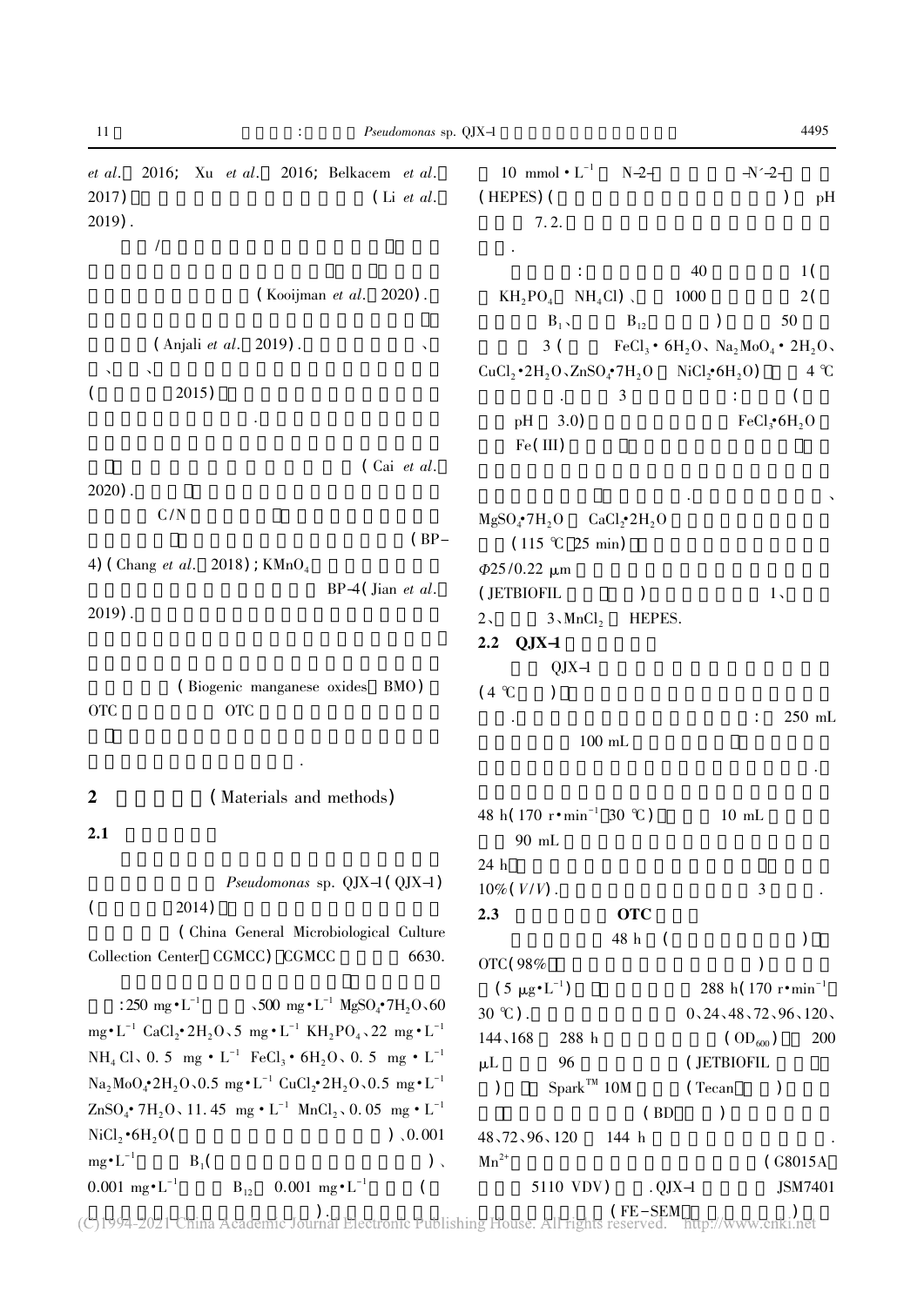et al. 2016; Xu et al. 2016; Belkacem et al. 2017) (Li et al. 2019).

/ (Kooijman et al. 2020).

(Anjali et al. 2019). 、 、 、 ( 2015) .

(Cai et al. 2020). C/N (BP-4) (Chang et al. 2018); $KMnO_4$ BP-4 (Jian et al. 2019).

(Biogenic manganese oxides BMO) OTC OTC .

## 2 (Materials and methods)

### 2.1

*Pseudomonas* sp. QJX-1 (QJX-1) ( 2014) (China General Microbiological Culture Collection Center CGMCC) CGMCC 6630.

:250 $mg \cdot L^{-1}$ 、500 $mg \cdot L^{-1}$ $MgSO_4 \cdot 7H_2O$、60 $mg \cdot L^{-1}$ $CaCl_2 \cdot 2H_2O$、5 $mg \cdot L^{-1}$ $KH_2PO_4$、22 $mg \cdot L^{-1}$ $NH_4Cl$、0.5 $mg \cdot L^{-1}$ $FeCl_3 \cdot 6H_2O$、0.5 $mg \cdot L^{-1}$ $Na_2MoO_4 \cdot 2H_2O$、0.5 $mg \cdot L^{-1}$ $CuCl_2 \cdot 2H_2O$、0.5 $mg \cdot L^{-1}$ $ZnSO_4 \cdot 7H_2O$、11.45 $mg \cdot L^{-1}$ $MnCl_2$、0.05 $mg \cdot L^{-1}$ $NiCl_2 \cdot 6H_2O$( )、0.001 $mg \cdot L^{-1}$ $B_1$( )、0.001 $mg \cdot L^{-1}$ $B_{12}$ 0.001 $mg \cdot L^{-1}$ ( ). 10 $mmol \cdot L^{-1}$ N-2- -N′-2- (HEPES) ( ) pH 7.2.

.

: 40 1( $KH_2PO_4$ $NH_4Cl$)、 1000 2( $B_1$、 $B_{12}$) 50 3( $FeCl_3 \cdot 6H_2O$、$Na_2MoO_4 \cdot 2H_2O$、$CuCl_2 \cdot 2H_2O$、$ZnSO_4 \cdot 7H_2O$ $NiCl_2 \cdot 6H_2O$) 4 ℃ . 3 : ( pH 3.0) $FeCl_3 \cdot 6H_2O$ Fe(III) . 、 $MgSO_4 \cdot 7H_2O$ $CaCl_2 \cdot 2H_2O$ (115 ℃ 25 min) Φ25/0.22 μm (JETBIOFIL ) 1、2、 3、$MnCl_2$ HEPES.

### 2.2 QJX-1

QJX-1 (4 ℃ ) . : 250 mL 100 mL . 48 h (170 $r \cdot min^{-1}$ 30 ℃) 10 mL 90 mL 24 h 10% ($V/V$). 3 .

### 2.3 OTC

48 h ( ) OTC (98% ) (5 $\mu g \cdot L^{-1}$) 288 h (170 $r \cdot min^{-1}$ 30 ℃). 0、24、48、72、96、120、144、168 288 h ($OD_{600}$) 200 μL 96 (JETBIOFIL ) Spark™ 10M (Tecan ) (BD ) 48、72、96、120 144 h . $Mn^{2+}$ (G8015A 5110 VDV). QJX-1 JSM7401 (FE-SEM )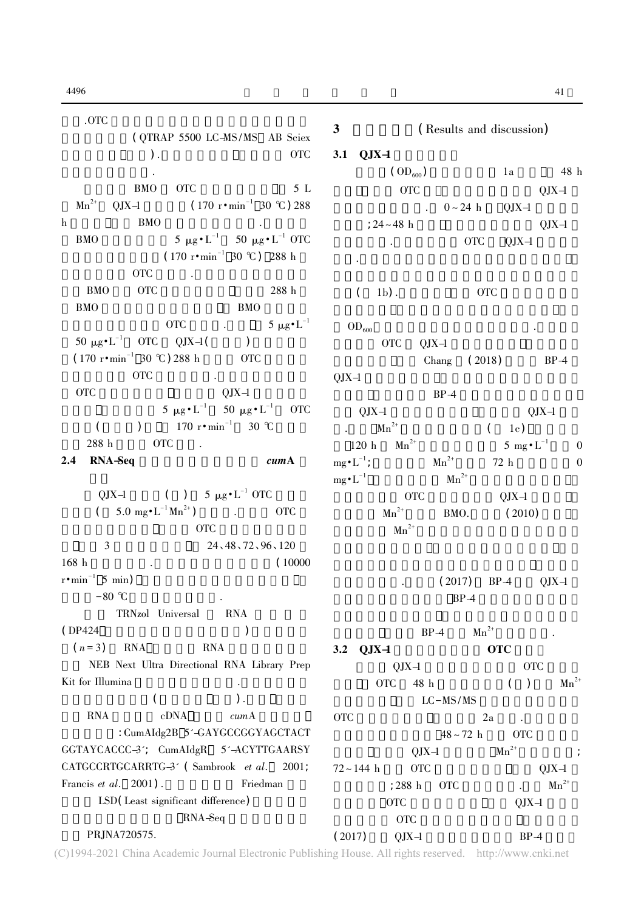.OTC

(QTRAP 5500 LC-MS/MS AB Sciex

). OTC

.

BMO OTC 5 L

$Mn^{2+}$ QJX-1 (170 r·min$^{-1}$ 30 ℃) 288

h BMO .

BMO 5 μg·L$^{-1}$ 50 μg·L$^{-1}$ OTC

(170 r·min$^{-1}$ 30 ℃) 288 h

OTC .

BMO OTC 288 h

BMO BMO

OTC . 5 μg·L$^{-1}$

50 μg·L$^{-1}$ OTC QJX-1( )

(170 r·min$^{-1}$ 30 ℃) 288 h OTC

OTC .

OTC QJX-1

5 μg·L$^{-1}$ 50 μg·L$^{-1}$ OTC

( ) 170 r·min$^{-1}$ 30 ℃

288 h OTC .

## 2.4 RNA-Seq *cumA*

QJX-1 ( ) 5 μg·L$^{-1}$ OTC

( 5.0 mg·L$^{-1}$ $Mn^{2+}$) . OTC

OTC

3 24、48、72、96、120

168 h . (10000

r·min$^{-1}$ 5 min)

-80 ℃ .

TRNzol Universal RNA

(DP424 )

($n = 3$) RNA RNA

NEB Next Ultra Directional RNA Library Prep Kit for Illumina .

( ).

RNA cDNA *cum*A

: CumAIdg2B 5′-GAYGCCGGYAGCTACTGGTAYCACCC-3′; CumAIdgR 5′-ACYTTGAARSYCATGCCRTGCARRTG-3′ (Sambrook *et al*. 2001; Francis *et al*. 2001). Friedman

LSD(Least significant difference)

RNA-Seq

PRJNA720575.

# 3 (Results and discussion)

## 3.1 QJX-1

($OD_{600}$) 1a 48 h

OTC QJX-1

. 0~24 h QJX-1

; 24~48 h QJX-1

. OTC QJX-1

.

( 1b). OTC

$OD_{600}$ .

OTC QJX-1

Chang (2018) BP-4

QJX-1

BP-4

QJX-1 QJX-1

. $Mn^{2+}$ ( 1c)

120 h $Mn^{2+}$ 5 mg·L$^{-1}$ 0

mg·L$^{-1}$; $Mn^{2+}$ 72 h 0

mg·L$^{-1}$ $Mn^{2+}$

OTC QJX-1

$Mn^{2+}$ BMO. (2010)

$Mn^{2+}$

. (2017) BP-4 QJX-1

BP-4

BP-4 $Mn^{2+}$ .

## 3.2 QJX-1 OTC

QJX-1 OTC

OTC 48 h ( ) $Mn^{2+}$

LC-MS/MS

OTC 2a .

48~72 h OTC

QJX-1 $Mn^{2+}$ ;

72~144 h OTC QJX-1

; 288 h OTC . $Mn^{2+}$

OTC QJX-1

OTC

(2017) QJX-1 BP-4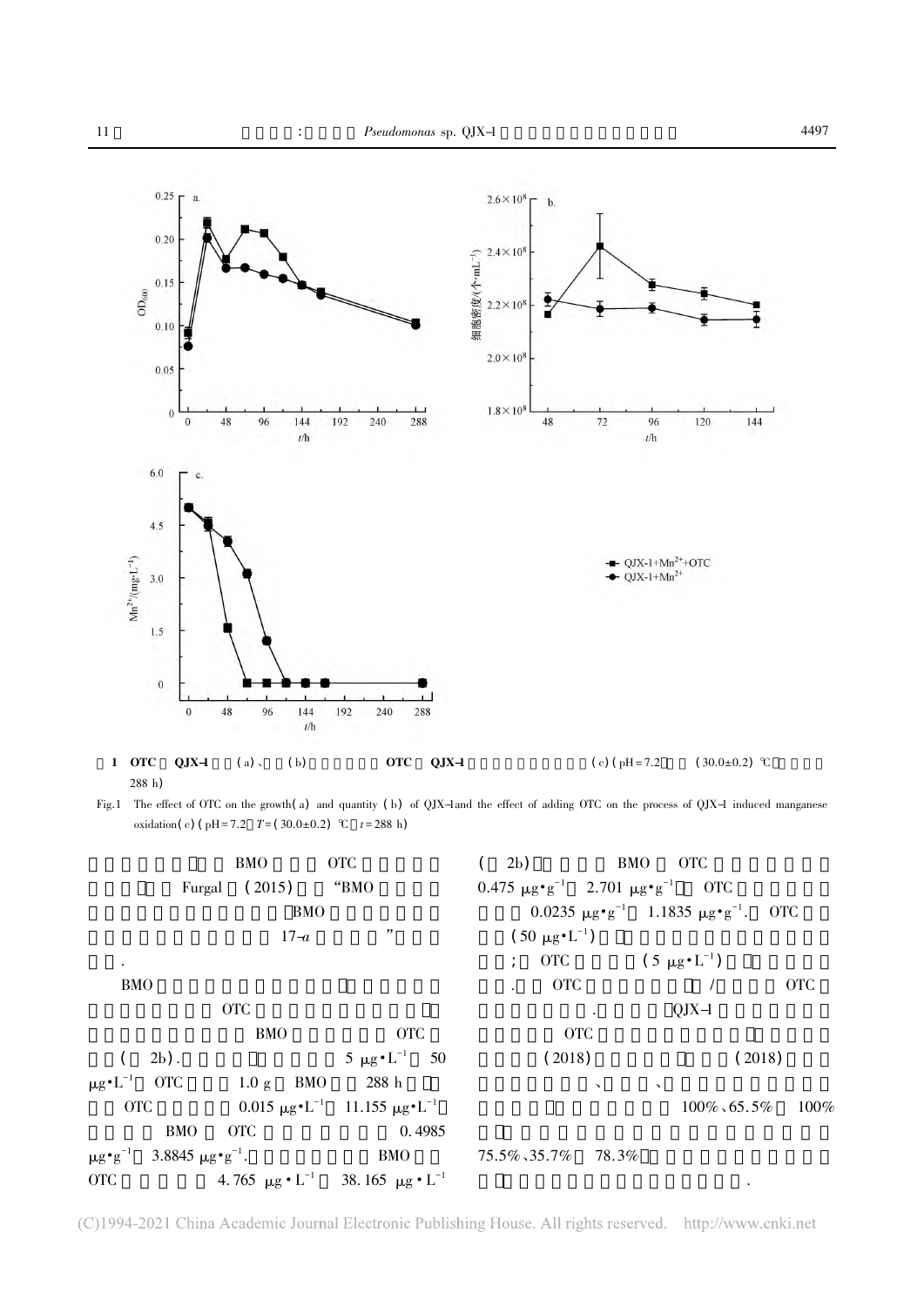图1 OTC 对QJX-1 生长(a)、数量(b)的影响及添加OTC 对QJX-1 诱导锰氧化过程的影响(c)(pH=7.2，T=(30.0±0.2) ℃，t=288 h)

Fig.1 The effect of OTC on the growth(a) and quantity (b) of QJX-1and the effect of adding OTC on the process of QJX-1 induced manganese oxidation(c)(pH=7.2，$T$=(30.0±0.2) ℃，$t$=288 h)

BMO OTC Furgal (2015) "BMO BMO 17-$a$ "

.

BMO

OTC

BMO OTC

( 2b). 5 $\mu g\cdot L^{-1}$ 50 $\mu g\cdot L^{-1}$ OTC 1.0 g BMO 288 h

OTC 0.015 $\mu g\cdot L^{-1}$ 11.155 $\mu g\cdot L^{-1}$

BMO OTC 0.4985 $\mu g\cdot g^{-1}$ 3.8845 $\mu g\cdot g^{-1}$. BMO

OTC 4.765 $\mu g\cdot L^{-1}$ 38.165 $\mu g\cdot L^{-1}$

( 2b) BMO OTC

0.475 $\mu g\cdot g^{-1}$ 2.701 $\mu g\cdot g^{-1}$ OTC

0.0235 $\mu g\cdot g^{-1}$ 1.1835 $\mu g\cdot g^{-1}$. OTC

(50 $\mu g\cdot L^{-1}$)

; OTC (5 $\mu g\cdot L^{-1}$)

. OTC / OTC

. QJX-1

OTC

(2018) (2018)

、 、

100%、65.5% 100%

75.5%、35.7% 78.3%

.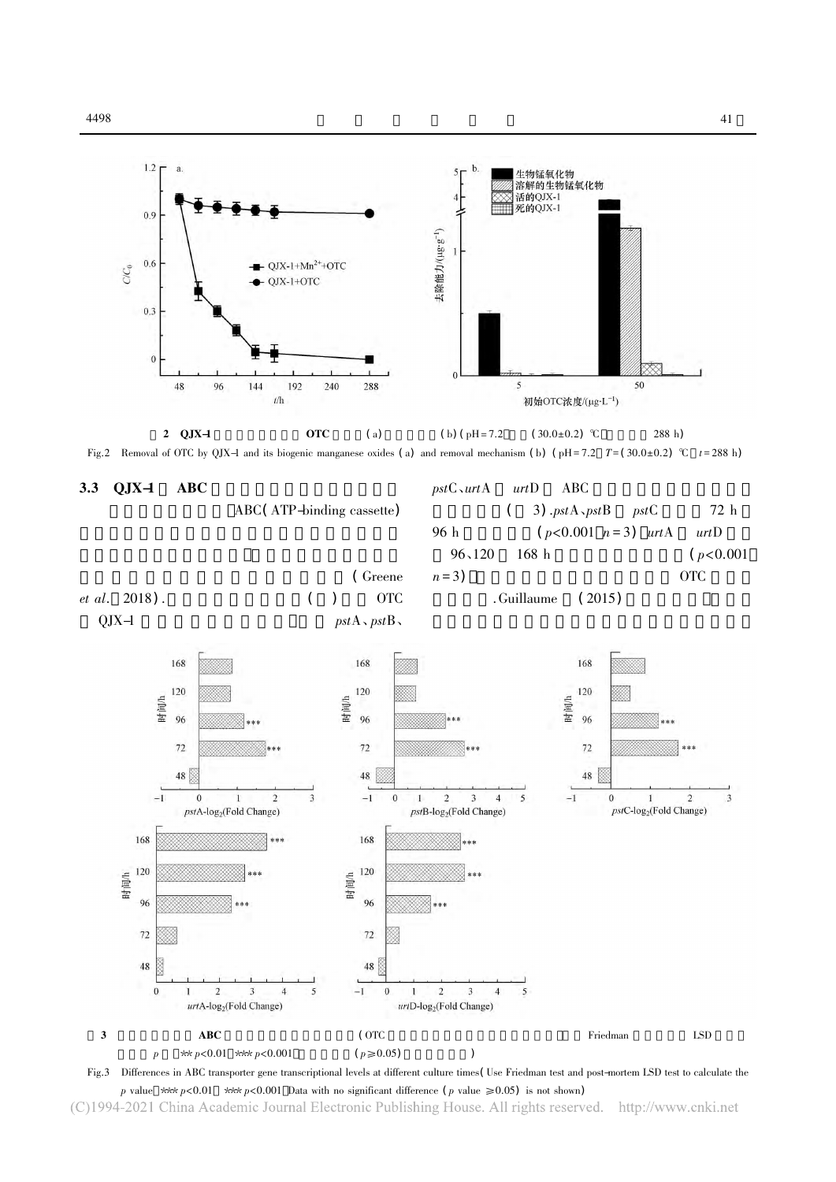图 2 QJX-1 及其生物锰氧化物对 OTC 的去除(a)及去除机制(b)(pH=7.2，T=(30.0±0.2) ℃，t=288 h)

Fig.2 Removal of OTC by QJX-1 and its biogenic manganese oxides (a) and removal mechanism (b) (pH=7.2, T=(30.0±0.2) ℃, t=288 h)

## 3.3 QJX-1 中 ABC 转运蛋白基因的转录水平变化

ABC(ATP-binding cassette)转运蛋白

(Greene *et al.*, 2018). (图) OTC QJX-1 *pst*A、*pst*B、*pst*C、*urt*A 和 *urt*D 等 ABC (图 3). *pst*A、*pst*B 和 *pst*C 在 72 h 和 96 h ($p<0.001$, $n=3$) *urt*A 和 *urt*D 在 96、120 和 168 h ($p<0.001$, $n=3$) OTC . Guillaume 等(2015)

图 3 不同培养时间下 ABC 转运蛋白基因转录水平的差异(OTC 采用 Friedman 检验和事后 LSD 检验计算 $p$ 值，** $p<0.01$，*** $p<0.001$，无显著差异($p\geq0.05$)的数据未显示)

Fig.3 Differences in ABC transporter gene transcriptional levels at different culture times (Use Friedman test and post-mortem LSD test to calculate the $p$ value, ** $p<0.01$, *** $p<0.001$. Data with no significant difference ($p$ value $\geq0.05$) is not shown)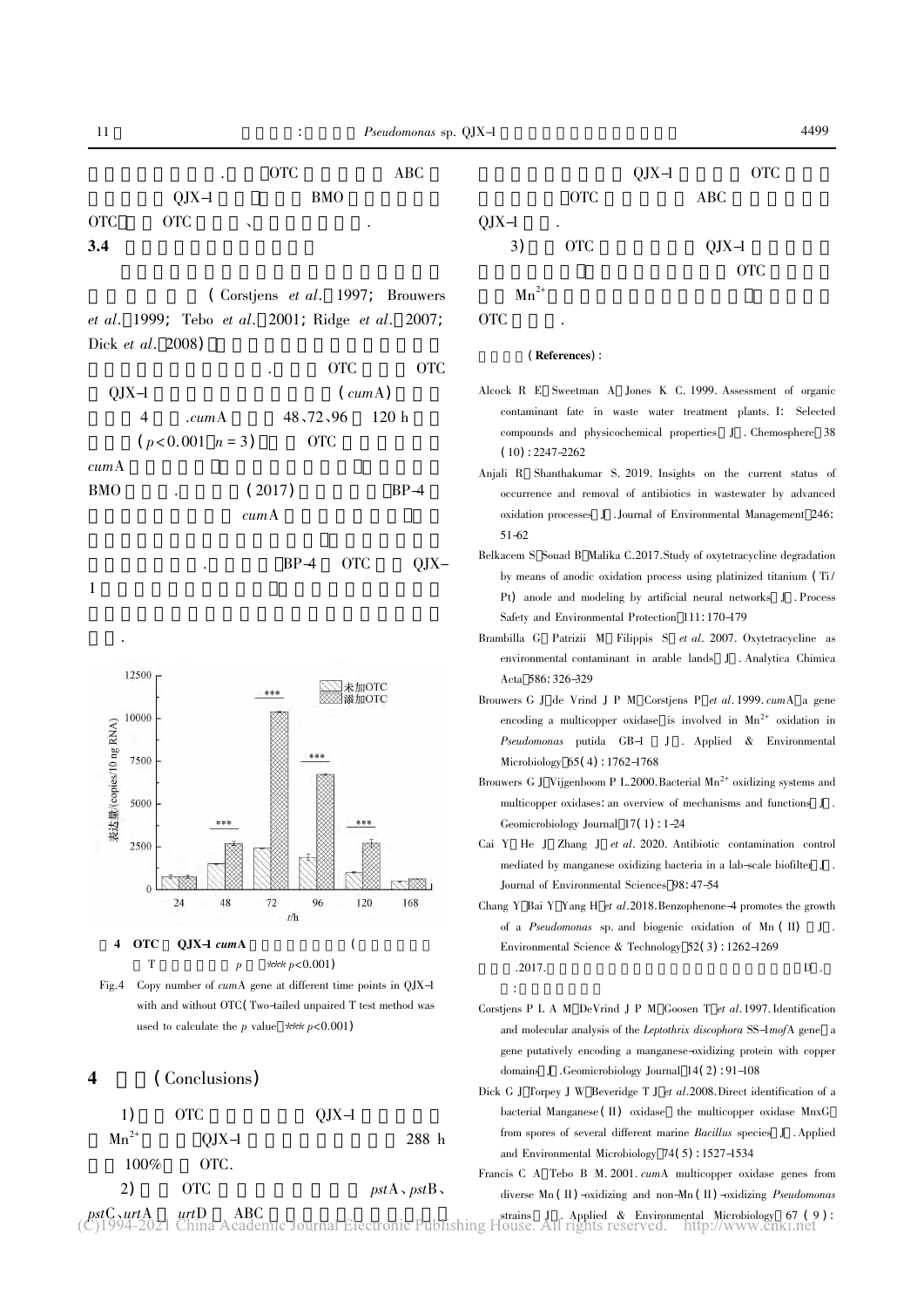. OTC ABC

QJX-1 BMO

OTC OTC 、 .

### 3.4

( Corstjens *et al*. 1997; Brouwers *et al*. 1999; Tebo *et al*. 2001; Ridge *et al*. 2007; Dick *et al*. 2008)

. OTC OTC

QJX-1 ( *cum*A)

4 . *cum*A 48、72、96 120 h

( $p<0.001$ $n=3$ ) OTC

*cum*A

BMO . (2017) BP-4

*cum*A

. BP-4 OTC QJX-1

.

Fig.4 Copy number of *cum*A gene at different time points in QJX-1 with and without OTC( Two-tailed unpaired T test method was used to calculate the *p* value *** $p<0.001$ )

4 OTC QJX-1 *cum*A ( T *p* *** $p<0.001$ )

## 4 (Conclusions)

1) OTC QJX-1 $Mn^{2+}$ QJX-1 288 h 100% OTC.

2) OTC *pst*A、*pst*B、*pst*C、*urt*A *urt*D ABC QJX-1 OTC OTC ABC QJX-1 .

3) OTC QJX-1 OTC $Mn^{2+}$ OTC .

(References):

Alcock R E, Sweetman A, Jones K C. 1999. Assessment of organic contaminant fate in waste water treatment plants. I: Selected compounds and physicochemical properties[J]. Chemosphere, 38 (10): 2247-2262

Anjali R, Shanthakumar S. 2019. Insights on the current status of occurrence and removal of antibiotics in wastewater by advanced oxidation processes[J]. Journal of Environmental Management, 246: 51-62

Belkacem S, Souad B, Malika C. 2017. Study of oxytetracycline degradation by means of anodic oxidation process using platinized titanium (Ti/Pt) anode and modeling by artificial neural networks[J]. Process Safety and Environmental Protection, 111: 170-179

Brambilla G, Patrizii M, Filippis S, *et al*. 2007. Oxytetracycline as environmental contaminant in arable lands[J]. Analytica Chimica Acta, 586: 326-329

Brouwers G J, de Vrind J P M, Corstjens P, *et al*. 1999. *cum*A, a gene encoding a multicopper oxidase, is involved in $Mn^{2+}$ oxidation in *Pseudomonas* putida GB-1[J]. Applied & Environmental Microbiology, 65(4): 1762-1768

Brouwers G J, Vijgenboom P L. 2000. Bacterial $Mn^{2+}$ oxidizing systems and multicopper oxidases: an overview of mechanisms and functions[J]. Geomicrobiology Journal, 17(1): 1-24

Cai Y, He J, Zhang J, *et al*. 2020. Antibiotic contamination control mediated by manganese oxidizing bacteria in a lab-scale biofilter[J]. Journal of Environmental Sciences, 98: 47-54

Chang Y, Bai Y, Yang H, *et al*. 2018. Benzophenone-4 promotes the growth of a *Pseudomonas* sp. and biogenic oxidation of Mn(II)[J]. Environmental Science & Technology, 52(3): 1262-1269

.2017. [D]. :

Corstjens P L A M, DeVrind J P M, Goosen T, *et al*. 1997. Identification and molecular analysis of the *Leptothrix discophora* SS-1 *mof*A gene, a gene putatively encoding a manganese-oxidizing protein with copper domains[J]. Geomicrobiology Journal, 14(2): 91-108

Dick G J, Torpey J W, Beveridge T J, *et al*. 2008. Direct identification of a bacterial Manganese(II) oxidase, the multicopper oxidase MnxG, from spores of several different marine *Bacillus* species[J]. Applied and Environmental Microbiology, 74(5): 1527-1534

Francis C A, Tebo B M. 2001. *cum*A multicopper oxidase genes from diverse Mn(II)-oxidizing and non-Mn(II)-oxidizing *Pseudomonas* strains[J]. Applied & Environmental Microbiology, 67(9):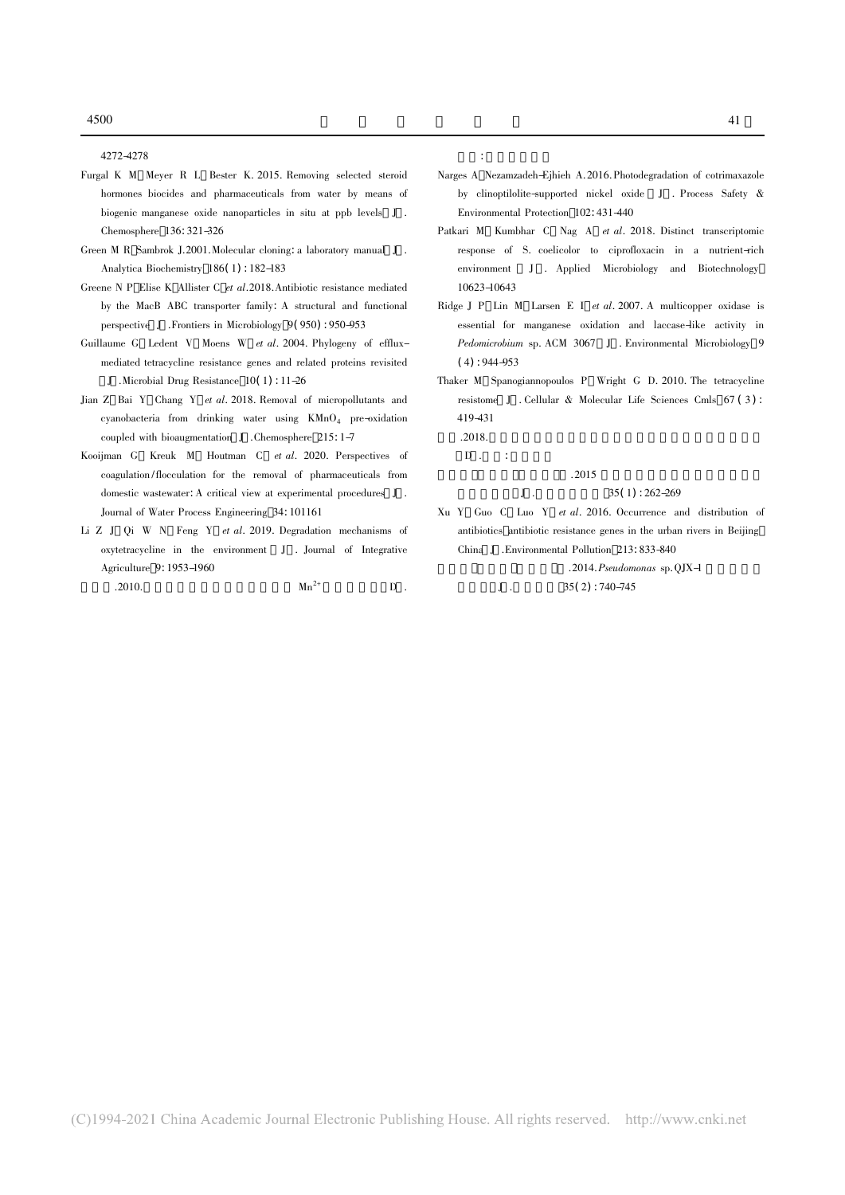4272-4278

Furgal K M，Meyer R L，Bester K. 2015. Removing selected steroid hormones biocides and pharmaceuticals from water by means of biogenic manganese oxide nanoparticles in situ at ppb levels［J］. Chemosphere，136: 321-326

Green M R，Sambrok J.2001.Molecular cloning: a laboratory manual［J］. Analytica Biochemistry，186(1): 182-183

Greene N P，Elise K，Allister C，*et al*.2018.Antibiotic resistance mediated by the MacB ABC transporter family: A structural and functional perspective［J］.Frontiers in Microbiology，9(950): 950-953

Guillaume G，Ledent V，Moens W，*et al*. 2004. Phylogeny of efflux-mediated tetracycline resistance genes and related proteins revisited［J］.Microbial Drug Resistance，10(1): 11-26

Jian Z，Bai Y，Chang Y，*et al*. 2018. Removal of micropollutants and cyanobacteria from drinking water using $KMnO_4$ pre-oxidation coupled with bioaugmentation［J］.Chemosphere，215: 1-7

Kooijman G，Kreuk M，Houtman C，*et al*. 2020. Perspectives of coagulation/flocculation for the removal of pharmaceuticals from domestic wastewater: A critical view at experimental procedures［J］. Journal of Water Process Engineering，34: 101161

Li Z J，Qi W N，Feng Y，*et al*. 2019. Degradation mechanisms of oxytetracycline in the environment［J］. Journal of Integrative Agriculture，9: 1953-1960

.2010. $Mn^{2+}$ ［D］.

:

Narges A，Nezamzadeh-Ejhieh A.2016.Photodegradation of cotrimaxazole by clinoptilolite-supported nickel oxide［J］. Process Safety & Environmental Protection，102: 431-440

Patkari M，Kumbhar C，Nag A，*et al*. 2018. Distinct transcriptomic response of S. coelicolor to ciprofloxacin in a nutrient-rich environment［J］. Applied Microbiology and Biotechnology，10623-10643

Ridge J P，Lin M，Larsen E I，*et al*. 2007. A multicopper oxidase is essential for manganese oxidation and laccase-like activity in *Pedomicrobium* sp. ACM 3067［J］. Environmental Microbiology，9(4): 944-953

Thaker M，Spanogiannopoulos P，Wright G D. 2010. The tetracycline resistome［J］. Cellular & Molecular Life Sciences Cmls，67(3): 419-431

.2018.

［D］. :

.2015

［J］. 35(1): 262-269

Xu Y，Guo C，Luo Y，*et al*. 2016. Occurrence and distribution of antibiotics，antibiotic resistance genes in the urban rivers in Beijing，China［J］.Environmental Pollution，213: 833-840

.2014.*Pseudomonas* sp.QJX-1

［J］. 35(2): 740-745